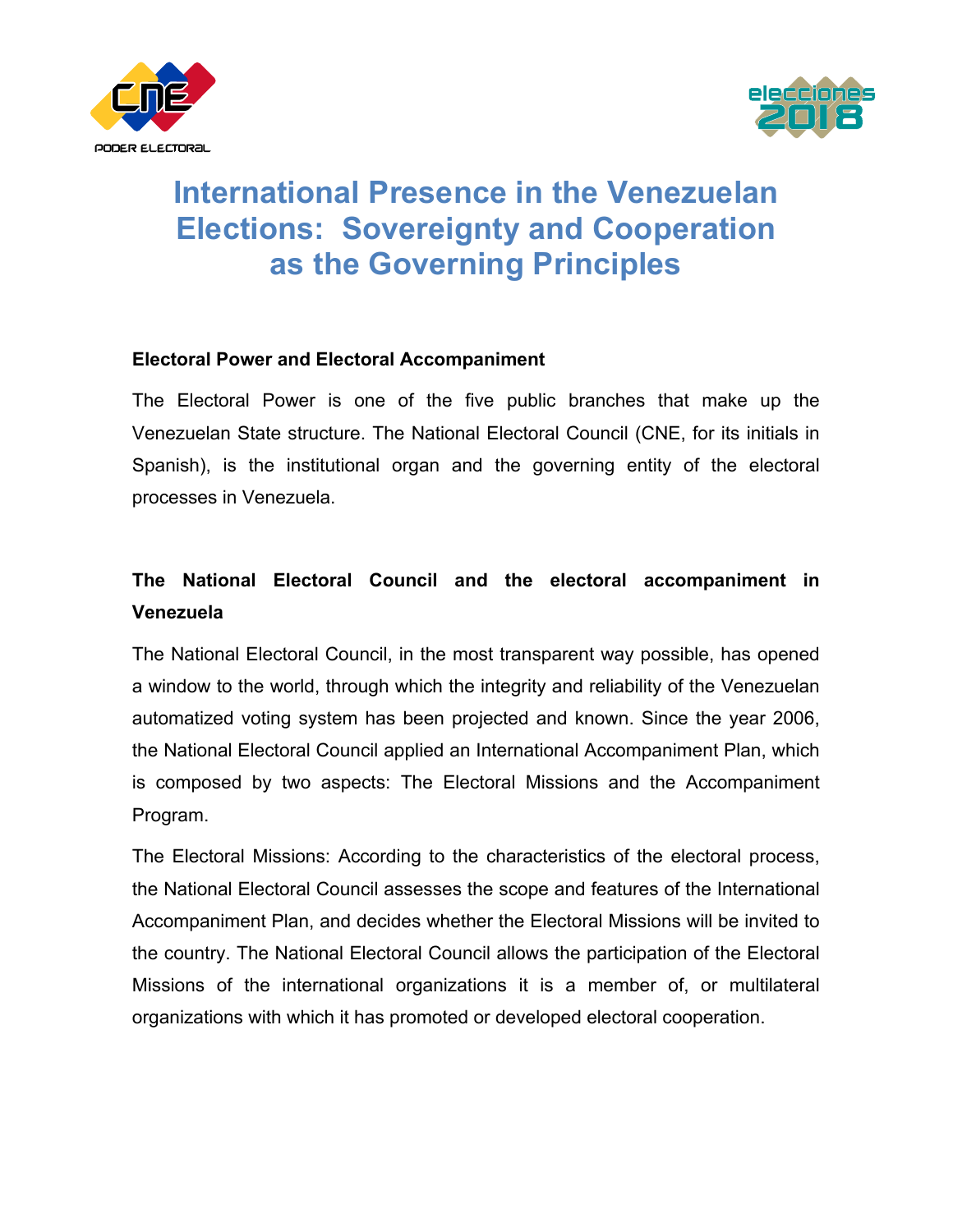# International Presence in the Venezuelan Elections: Sovereignty and Cooperation as the Governing Principles

### Electoral Power and Electoral Accompaniment

The Electoral Power is one of the five public branches that make up the Venezuelan State structure. The National Electoral Council (CNE, for its initials in Spanish), is the institutional organ and the governing entity of the electoral processes in Venezuela.

### The National Electoral Council and the electoral accompaniment in Venezuela

The National Electoral Council, in the most transparent way possible, has opened a window to the world, through which the integrity and reliability of the Venezuelan automatized voting system has been projected and known. Since the year 2006, the National Electoral Council applied an International Accompaniment Plan, which is composed by two aspects: The Electoral Missions and the Accompaniment Program.

The Electoral Missions: According to the characteristics of the electoral process, the National Electoral Council assesses the scope and features of the International Accompaniment Plan, and decides whether the Electoral Missions will be invited to the country. The National Electoral Council allows the participation of the Electoral Missions of the international organizations it is a member of, or multilateral organizations with which it has promoted or developed electoral cooperation.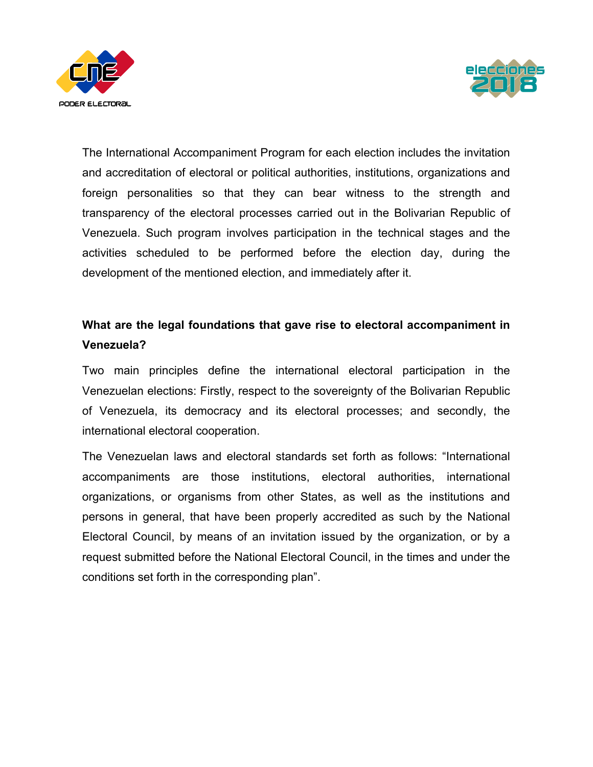The International Accompaniment Program for each election includes the invitation and accreditation of electoral or political authorities, institutions, organizations and foreign personalities so that they can bear witness to the strength and transparency of the electoral processes carried out in the Bolivarian Republic of Venezuela. Such program involves participation in the technical stages and the activities scheduled to be performed before the election day, during the development of the mentioned election, and immediately after it.

**What are the legal foundations that gave rise to electoral accompaniment in Venezuela?**

Two main principles define the international electoral participation in the Venezuelan elections: Firstly, respect to the sovereignty of the Bolivarian Republic of Venezuela, its democracy and its electoral processes; and secondly, the international electoral cooperation.

The Venezuelan laws and electoral standards set forth as follows: "International accompaniments are those institutions, electoral authorities, international organizations, or organisms from other States, as well as the institutions and persons in general, that have been properly accredited as such by the National Electoral Council, by means of an invitation issued by the organization, or by a request submitted before the National Electoral Council, in the times and under the conditions set forth in the corresponding plan".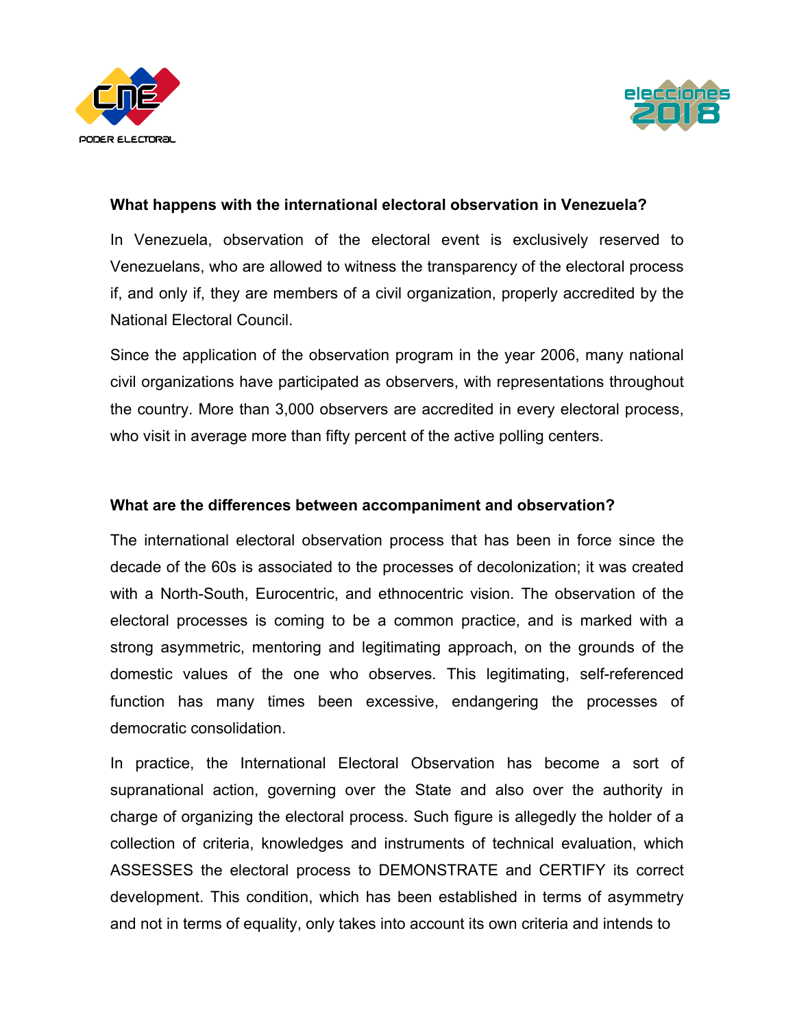**What happens with the international electoral observation in Venezuela?**

In Venezuela, observation of the electoral event is exclusively reserved to Venezuelans, who are allowed to witness the transparency of the electoral process if, and only if, they are members of a civil organization, properly accredited by the National Electoral Council.

Since the application of the observation program in the year 2006, many national civil organizations have participated as observers, with representations throughout the country. More than 3,000 observers are accredited in every electoral process, who visit in average more than fifty percent of the active polling centers.

**What are the differences between accompaniment and observation?**

The international electoral observation process that has been in force since the decade of the 60s is associated to the processes of decolonization; it was created with a North-South, Eurocentric, and ethnocentric vision. The observation of the electoral processes is coming to be a common practice, and is marked with a strong asymmetric, mentoring and legitimating approach, on the grounds of the domestic values of the one who observes. This legitimating, self-referenced function has many times been excessive, endangering the processes of democratic consolidation.

In practice, the International Electoral Observation has become a sort of supranational action, governing over the State and also over the authority in charge of organizing the electoral process. Such figure is allegedly the holder of a collection of criteria, knowledges and instruments of technical evaluation, which ASSESSES the electoral process to DEMONSTRATE and CERTIFY its correct development. This condition, which has been established in terms of asymmetry and not in terms of equality, only takes into account its own criteria and intends to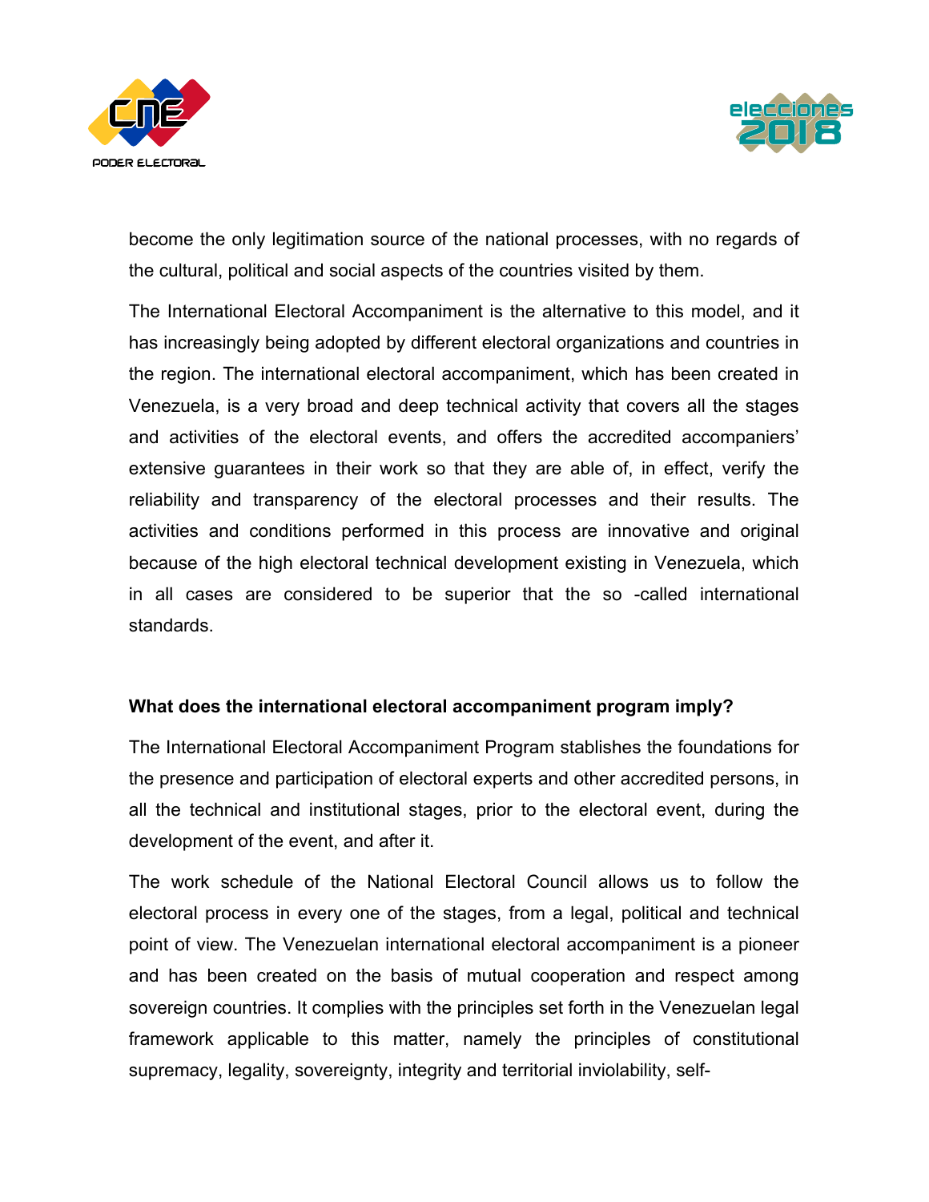become the only legitimation source of the national processes, with no regards of the cultural, political and social aspects of the countries visited by them.

The International Electoral Accompaniment is the alternative to this model, and it has increasingly being adopted by different electoral organizations and countries in the region. The international electoral accompaniment, which has been created in Venezuela, is a very broad and deep technical activity that covers all the stages and activities of the electoral events, and offers the accredited accompaniers' extensive guarantees in their work so that they are able of, in effect, verify the reliability and transparency of the electoral processes and their results. The activities and conditions performed in this process are innovative and original because of the high electoral technical development existing in Venezuela, which in all cases are considered to be superior that the so -called international standards.

**What does the international electoral accompaniment program imply?**

The International Electoral Accompaniment Program stablishes the foundations for the presence and participation of electoral experts and other accredited persons, in all the technical and institutional stages, prior to the electoral event, during the development of the event, and after it.

The work schedule of the National Electoral Council allows us to follow the electoral process in every one of the stages, from a legal, political and technical point of view. The Venezuelan international electoral accompaniment is a pioneer and has been created on the basis of mutual cooperation and respect among sovereign countries. It complies with the principles set forth in the Venezuelan legal framework applicable to this matter, namely the principles of constitutional supremacy, legality, sovereignty, integrity and territorial inviolability, self-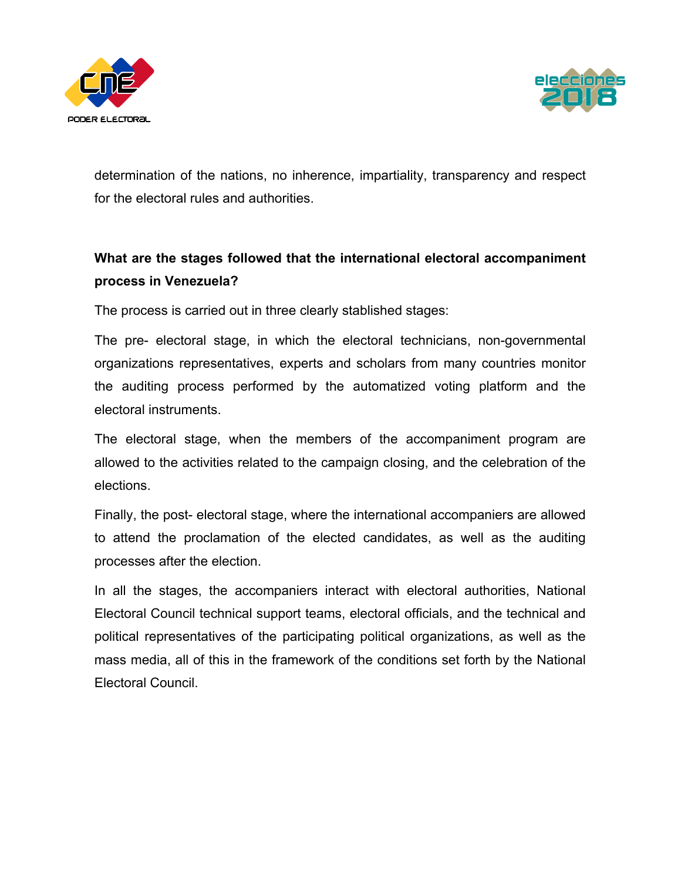determination of the nations, no inherence, impartiality, transparency and respect for the electoral rules and authorities.

**What are the stages followed that the international electoral accompaniment process in Venezuela?**

The process is carried out in three clearly stablished stages:

The pre- electoral stage, in which the electoral technicians, non-governmental organizations representatives, experts and scholars from many countries monitor the auditing process performed by the automatized voting platform and the electoral instruments.

The electoral stage, when the members of the accompaniment program are allowed to the activities related to the campaign closing, and the celebration of the elections.

Finally, the post- electoral stage, where the international accompaniers are allowed to attend the proclamation of the elected candidates, as well as the auditing processes after the election.

In all the stages, the accompaniers interact with electoral authorities, National Electoral Council technical support teams, electoral officials, and the technical and political representatives of the participating political organizations, as well as the mass media, all of this in the framework of the conditions set forth by the National Electoral Council.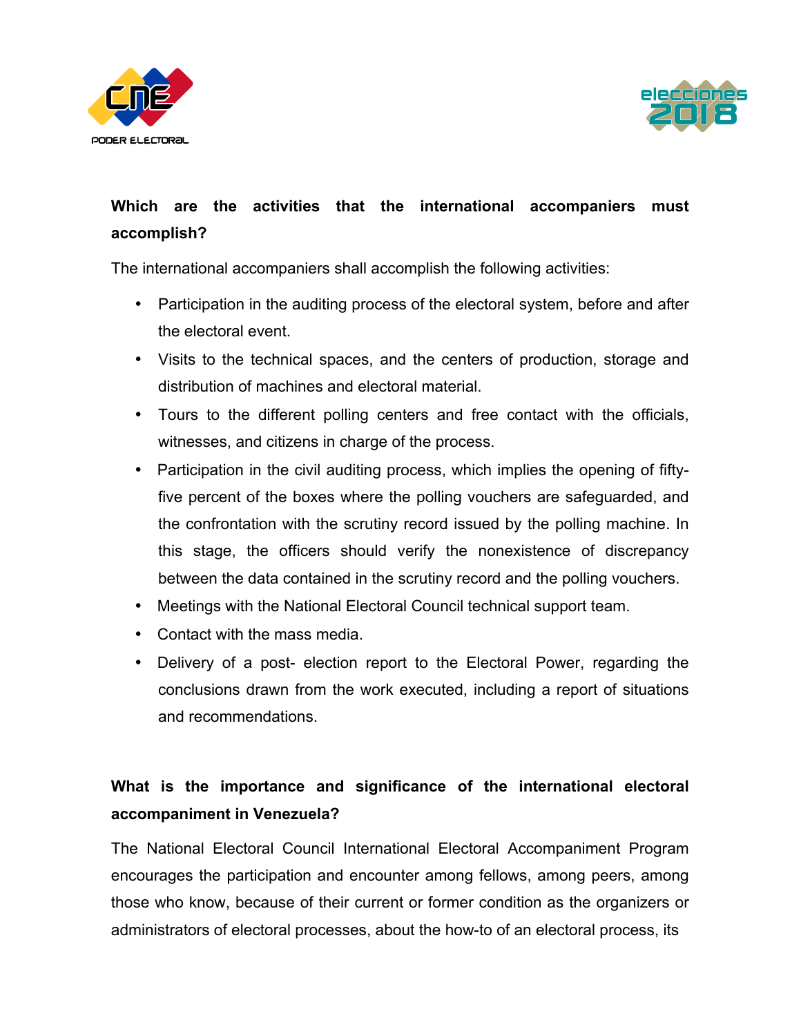**Which are the activities that the international accompaniers must accomplish?**

The international accompaniers shall accomplish the following activities:

- Participation in the auditing process of the electoral system, before and after the electoral event.
- Visits to the technical spaces, and the centers of production, storage and distribution of machines and electoral material.
- Tours to the different polling centers and free contact with the officials, witnesses, and citizens in charge of the process.
- Participation in the civil auditing process, which implies the opening of fifty-five percent of the boxes where the polling vouchers are safeguarded, and the confrontation with the scrutiny record issued by the polling machine. In this stage, the officers should verify the nonexistence of discrepancy between the data contained in the scrutiny record and the polling vouchers.
- Meetings with the National Electoral Council technical support team.
- Contact with the mass media.
- Delivery of a post- election report to the Electoral Power, regarding the conclusions drawn from the work executed, including a report of situations and recommendations.

**What is the importance and significance of the international electoral accompaniment in Venezuela?**

The National Electoral Council International Electoral Accompaniment Program encourages the participation and encounter among fellows, among peers, among those who know, because of their current or former condition as the organizers or administrators of electoral processes, about the how-to of an electoral process, its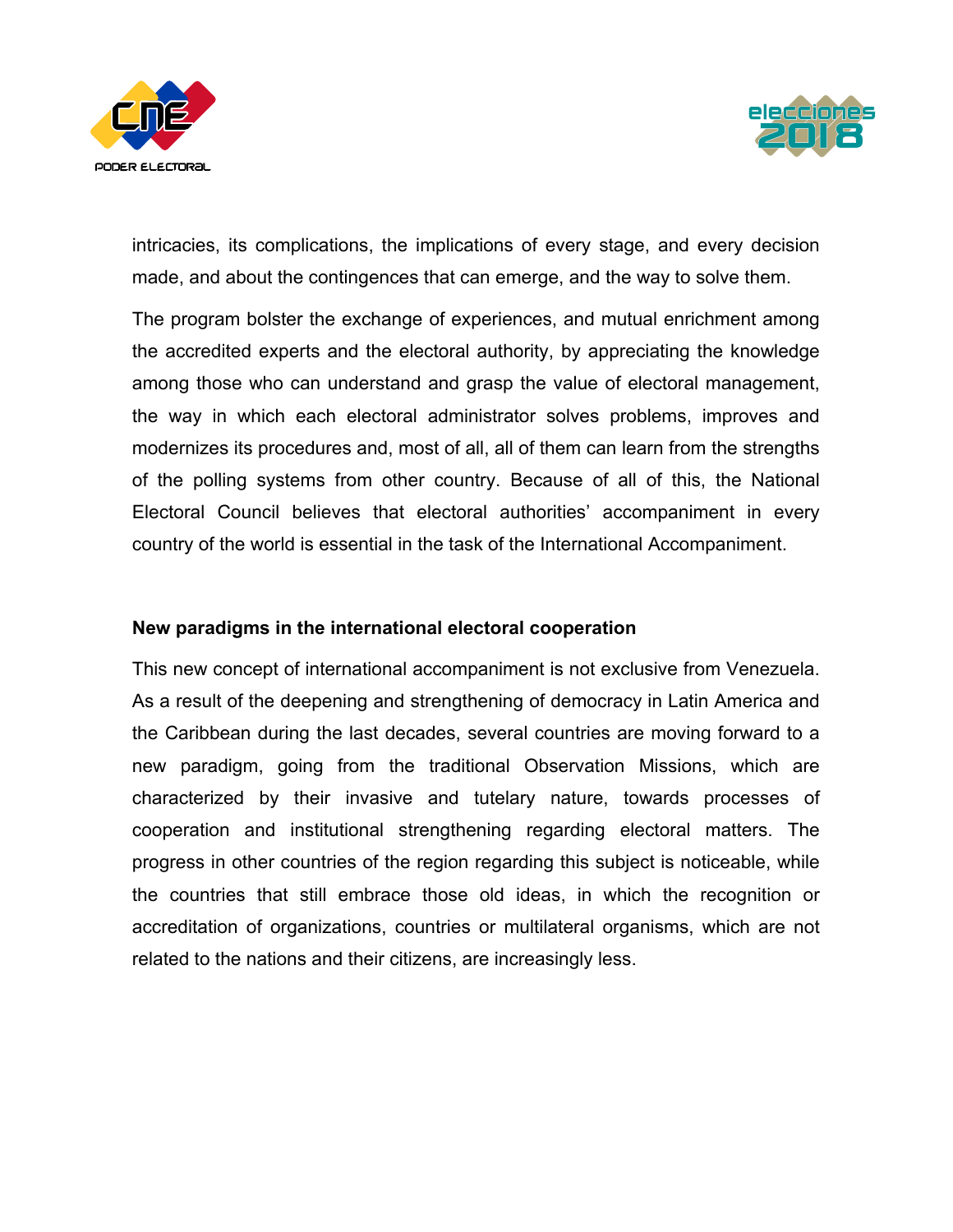intricacies, its complications, the implications of every stage, and every decision made, and about the contingences that can emerge, and the way to solve them.

The program bolster the exchange of experiences, and mutual enrichment among the accredited experts and the electoral authority, by appreciating the knowledge among those who can understand and grasp the value of electoral management, the way in which each electoral administrator solves problems, improves and modernizes its procedures and, most of all, all of them can learn from the strengths of the polling systems from other country. Because of all of this, the National Electoral Council believes that electoral authorities' accompaniment in every country of the world is essential in the task of the International Accompaniment.

**New paradigms in the international electoral cooperation**

This new concept of international accompaniment is not exclusive from Venezuela. As a result of the deepening and strengthening of democracy in Latin America and the Caribbean during the last decades, several countries are moving forward to a new paradigm, going from the traditional Observation Missions, which are characterized by their invasive and tutelary nature, towards processes of cooperation and institutional strengthening regarding electoral matters. The progress in other countries of the region regarding this subject is noticeable, while the countries that still embrace those old ideas, in which the recognition or accreditation of organizations, countries or multilateral organisms, which are not related to the nations and their citizens, are increasingly less.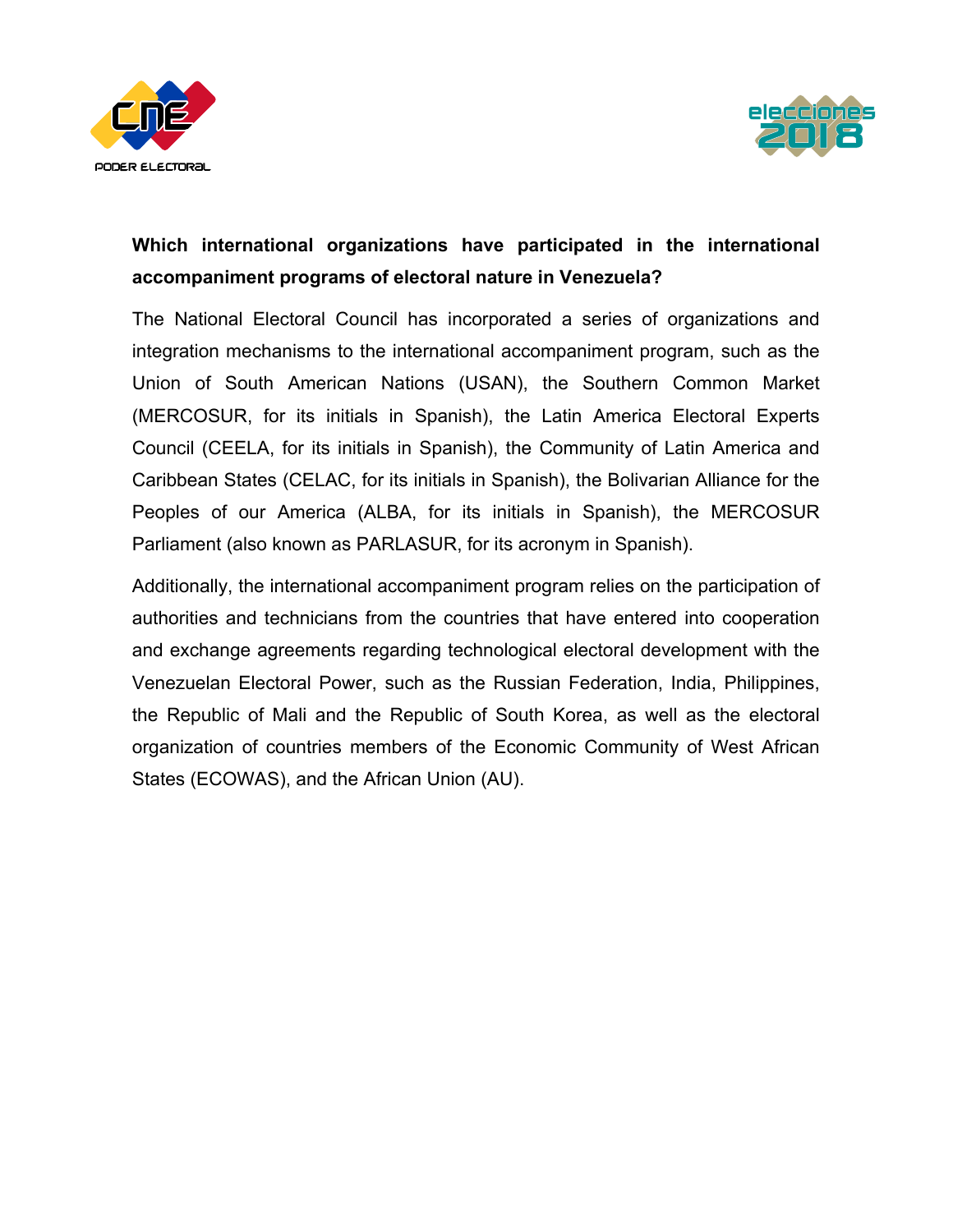**Which international organizations have participated in the international accompaniment programs of electoral nature in Venezuela?**

The National Electoral Council has incorporated a series of organizations and integration mechanisms to the international accompaniment program, such as the Union of South American Nations (USAN), the Southern Common Market (MERCOSUR, for its initials in Spanish), the Latin America Electoral Experts Council (CEELA, for its initials in Spanish), the Community of Latin America and Caribbean States (CELAC, for its initials in Spanish), the Bolivarian Alliance for the Peoples of our America (ALBA, for its initials in Spanish), the MERCOSUR Parliament (also known as PARLASUR, for its acronym in Spanish).

Additionally, the international accompaniment program relies on the participation of authorities and technicians from the countries that have entered into cooperation and exchange agreements regarding technological electoral development with the Venezuelan Electoral Power, such as the Russian Federation, India, Philippines, the Republic of Mali and the Republic of South Korea, as well as the electoral organization of countries members of the Economic Community of West African States (ECOWAS), and the African Union (AU).